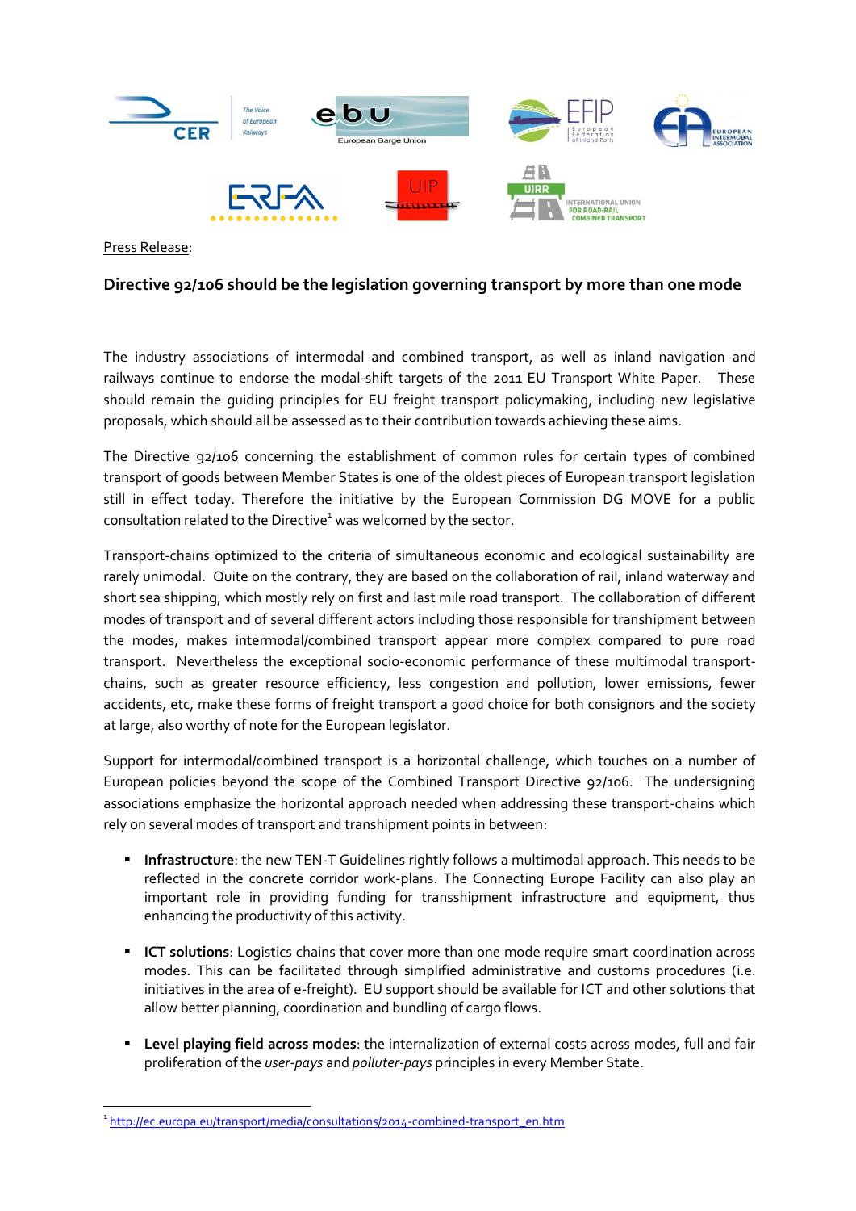Press Release:

## Directive 92/106 should be the legislation governing transport by more than one mode

The industry associations of intermodal and combined transport, as well as inland navigation and railways continue to endorse the modal-shift targets of the 2011 EU Transport White Paper. These should remain the guiding principles for EU freight transport policymaking, including new legislative proposals, which should all be assessed as to their contribution towards achieving these aims.

The Directive 92/106 concerning the establishment of common rules for certain types of combined transport of goods between Member States is one of the oldest pieces of European transport legislation still in effect today. Therefore the initiative by the European Commission DG MOVE for a public consultation related to the Directive[1] was welcomed by the sector.

Transport-chains optimized to the criteria of simultaneous economic and ecological sustainability are rarely unimodal. Quite on the contrary, they are based on the collaboration of rail, inland waterway and short sea shipping, which mostly rely on first and last mile road transport. The collaboration of different modes of transport and of several different actors including those responsible for transhipment between the modes, makes intermodal/combined transport appear more complex compared to pure road transport. Nevertheless the exceptional socio-economic performance of these multimodal transport-chains, such as greater resource efficiency, less congestion and pollution, lower emissions, fewer accidents, etc, make these forms of freight transport a good choice for both consignors and the society at large, also worthy of note for the European legislator.

Support for intermodal/combined transport is a horizontal challenge, which touches on a number of European policies beyond the scope of the Combined Transport Directive 92/106. The undersigning associations emphasize the horizontal approach needed when addressing these transport-chains which rely on several modes of transport and transhipment points in between:

- **Infrastructure**: the new TEN-T Guidelines rightly follows a multimodal approach. This needs to be reflected in the concrete corridor work-plans. The Connecting Europe Facility can also play an important role in providing funding for transshipment infrastructure and equipment, thus enhancing the productivity of this activity.

- **ICT solutions**: Logistics chains that cover more than one mode require smart coordination across modes. This can be facilitated through simplified administrative and customs procedures (i.e. initiatives in the area of e-freight). EU support should be available for ICT and other solutions that allow better planning, coordination and bundling of cargo flows.

- **Level playing field across modes**: the internalization of external costs across modes, full and fair proliferation of the *user-pays* and *polluter-pays* principles in every Member State.

[1] http://ec.europa.eu/transport/media/consultations/2014-combined-transport_en.htm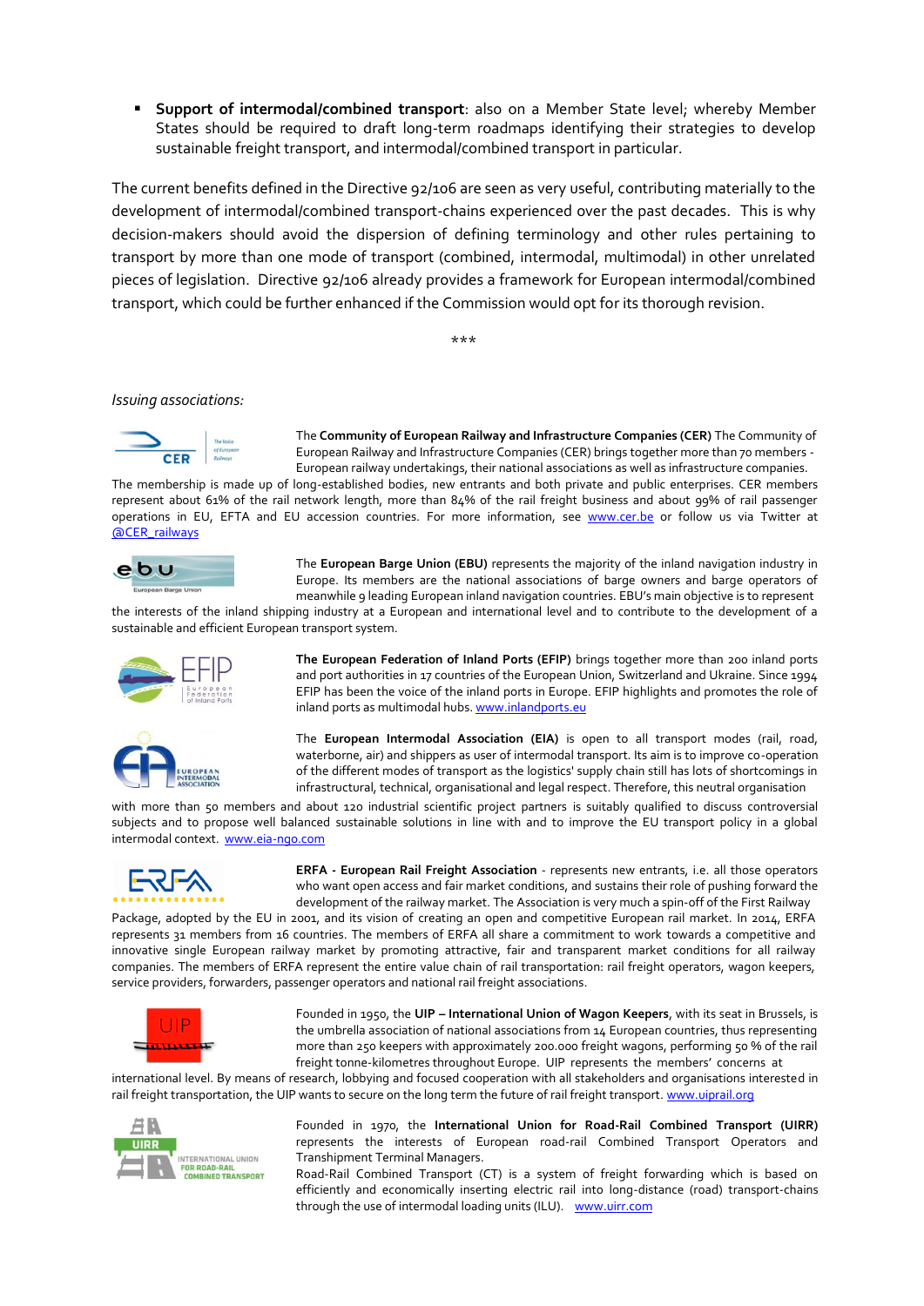- **Support of intermodal/combined transport**: also on a Member State level; whereby Member States should be required to draft long-term roadmaps identifying their strategies to develop sustainable freight transport, and intermodal/combined transport in particular.

The current benefits defined in the Directive 92/106 are seen as very useful, contributing materially to the development of intermodal/combined transport-chains experienced over the past decades. This is why decision-makers should avoid the dispersion of defining terminology and other rules pertaining to transport by more than one mode of transport (combined, intermodal, multimodal) in other unrelated pieces of legislation. Directive 92/106 already provides a framework for European intermodal/combined transport, which could be further enhanced if the Commission would opt for its thorough revision.

***

*Issuing associations:*

The **Community of European Railway and Infrastructure Companies (CER)** The Community of European Railway and Infrastructure Companies (CER) brings together more than 70 members - European railway undertakings, their national associations as well as infrastructure companies. The membership is made up of long-established bodies, new entrants and both private and public enterprises. CER members represent about 61% of the rail network length, more than 84% of the rail freight business and about 99% of rail passenger operations in EU, EFTA and EU accession countries. For more information, see www.cer.be or follow us via Twitter at @CER_railways

The **European Barge Union (EBU)** represents the majority of the inland navigation industry in Europe. Its members are the national associations of barge owners and barge operators of meanwhile 9 leading European inland navigation countries. EBU's main objective is to represent the interests of the inland shipping industry at a European and international level and to contribute to the development of a sustainable and efficient European transport system.

**The European Federation of Inland Ports (EFIP)** brings together more than 200 inland ports and port authorities in 17 countries of the European Union, Switzerland and Ukraine. Since 1994 EFIP has been the voice of the inland ports in Europe. EFIP highlights and promotes the role of inland ports as multimodal hubs. www.inlandports.eu

The **European Intermodal Association (EIA)** is open to all transport modes (rail, road, waterborne, air) and shippers as user of intermodal transport. Its aim is to improve co-operation of the different modes of transport as the logistics' supply chain still has lots of shortcomings in infrastructural, technical, organisational and legal respect. Therefore, this neutral organisation with more than 50 members and about 120 industrial scientific project partners is suitably qualified to discuss controversial subjects and to propose well balanced sustainable solutions in line with and to improve the EU transport policy in a global intermodal context. www.eia-ngo.com

**ERFA - European Rail Freight Association** - represents new entrants, i.e. all those operators who want open access and fair market conditions, and sustains their role of pushing forward the development of the railway market. The Association is very much a spin-off of the First Railway Package, adopted by the EU in 2001, and its vision of creating an open and competitive European rail market. In 2014, ERFA represents 31 members from 16 countries. The members of ERFA all share a commitment to work towards a competitive and innovative single European railway market by promoting attractive, fair and transparent market conditions for all railway companies. The members of ERFA represent the entire value chain of rail transportation: rail freight operators, wagon keepers, service providers, forwarders, passenger operators and national rail freight associations.

Founded in 1950, the **UIP – International Union of Wagon Keepers**, with its seat in Brussels, is the umbrella association of national associations from 14 European countries, thus representing more than 250 keepers with approximately 200.000 freight wagons, performing 50 % of the rail freight tonne-kilometres throughout Europe. UIP represents the members' concerns at international level. By means of research, lobbying and focused cooperation with all stakeholders and organisations interested in rail freight transportation, the UIP wants to secure on the long term the future of rail freight transport. www.uiprail.org

Founded in 1970, the **International Union for Road-Rail Combined Transport (UIRR)** represents the interests of European road-rail Combined Transport Operators and Transhipment Terminal Managers.
Road-Rail Combined Transport (CT) is a system of freight forwarding which is based on efficiently and economically inserting electric rail into long-distance (road) transport-chains through the use of intermodal loading units (ILU). www.uirr.com